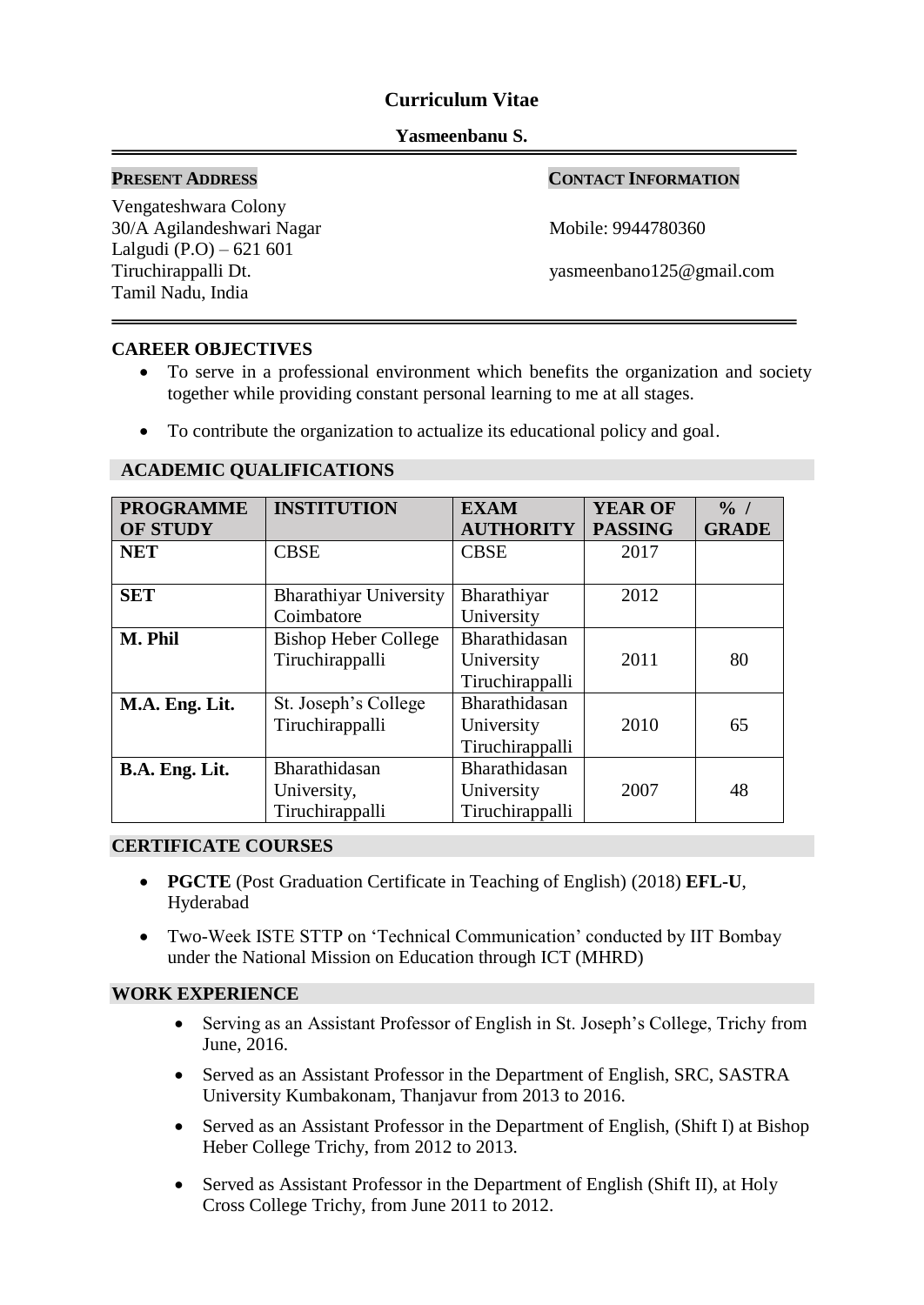# Curriculum Vitae

## Yasmeenbanu S.

**PRESENT ADDRESS**

Vengateshwara Colony
30/A Agilandeshwari Nagar
Lalgudi (P.O) – 621 601
Tiruchirappalli Dt.
Tamil Nadu, India

**CONTACT INFORMATION**

Mobile: 9944780360

yasmeenbano125@gmail.com

### CAREER OBJECTIVES

- To serve in a professional environment which benefits the organization and society together while providing constant personal learning to me at all stages.
- To contribute the organization to actualize its educational policy and goal.

### ACADEMIC QUALIFICATIONS

| PROGRAMME OF STUDY | INSTITUTION | EXAM AUTHORITY | YEAR OF PASSING | % / GRADE |
|---|---|---|---|---|
| **NET** | CBSE | CBSE | 2017 | |
| **SET** | Bharathiyar University Coimbatore | Bharathiyar University | 2012 | |
| **M. Phil** | Bishop Heber College Tiruchirappalli | Bharathidasan University Tiruchirappalli | 2011 | 80 |
| **M.A. Eng. Lit.** | St. Joseph's College Tiruchirappalli | Bharathidasan University Tiruchirappalli | 2010 | 65 |
| **B.A. Eng. Lit.** | Bharathidasan University, Tiruchirappalli | Bharathidasan University Tiruchirappalli | 2007 | 48 |

### CERTIFICATE COURSES

- **PGCTE** (Post Graduation Certificate in Teaching of English) (2018) **EFL-U**, Hyderabad
- Two-Week ISTE STTP on 'Technical Communication' conducted by IIT Bombay under the National Mission on Education through ICT (MHRD)

### WORK EXPERIENCE

- Serving as an Assistant Professor of English in St. Joseph's College, Trichy from June, 2016.
- Served as an Assistant Professor in the Department of English, SRC, SASTRA University Kumbakonam, Thanjavur from 2013 to 2016.
- Served as an Assistant Professor in the Department of English, (Shift I) at Bishop Heber College Trichy, from 2012 to 2013.
- Served as Assistant Professor in the Department of English (Shift II), at Holy Cross College Trichy, from June 2011 to 2012.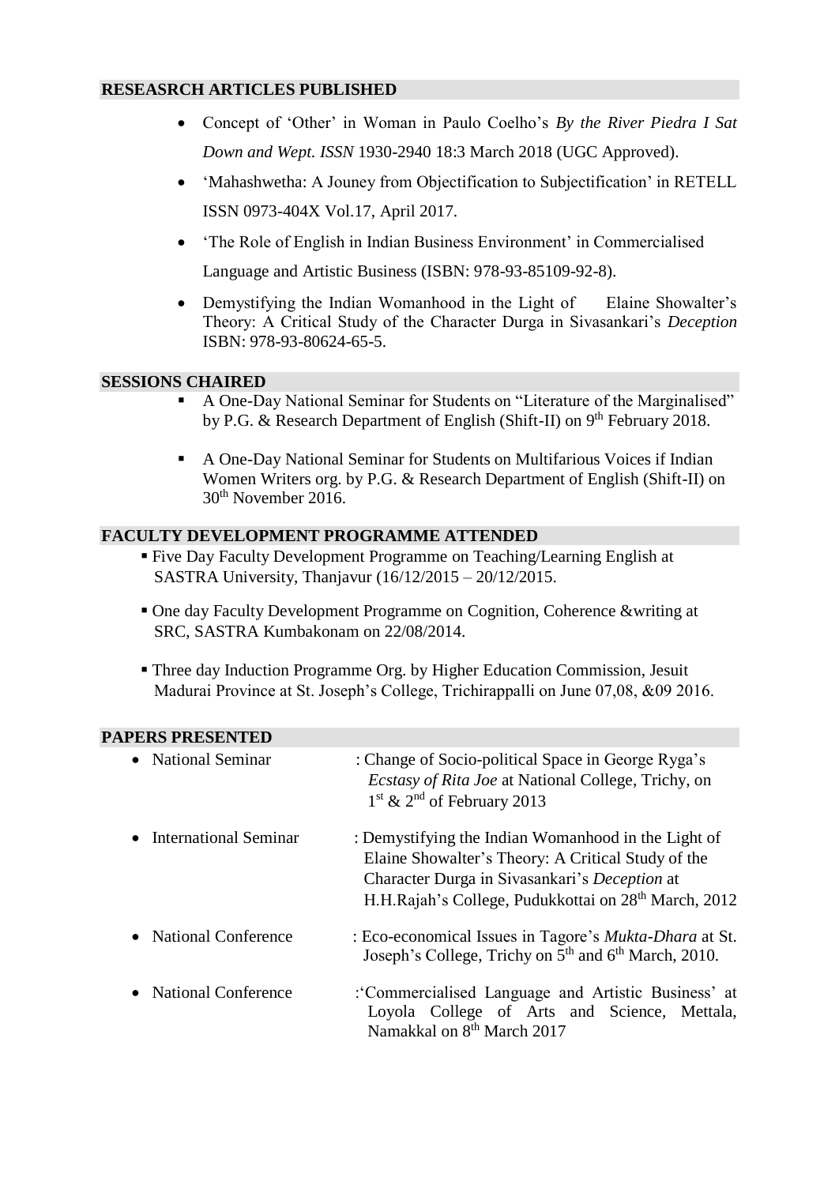## RESEASRCH ARTICLES PUBLISHED

- Concept of 'Other' in Woman in Paulo Coelho's *By the River Piedra I Sat Down and Wept. ISSN* 1930-2940 18:3 March 2018 (UGC Approved).
- 'Mahashwetha: A Jouney from Objectification to Subjectification' in RETELL ISSN 0973-404X Vol.17, April 2017.
- 'The Role of English in Indian Business Environment' in Commercialised Language and Artistic Business (ISBN: 978-93-85109-92-8).
- Demystifying the Indian Womanhood in the Light of Elaine Showalter's Theory: A Critical Study of the Character Durga in Sivasankari's *Deception* ISBN: 978-93-80624-65-5.

## SESSIONS CHAIRED

- A One-Day National Seminar for Students on "Literature of the Marginalised" by P.G. & Research Department of English (Shift-II) on 9th February 2018.
- A One-Day National Seminar for Students on Multifarious Voices if Indian Women Writers org. by P.G. & Research Department of English (Shift-II) on 30th November 2016.

## FACULTY DEVELOPMENT PROGRAMME ATTENDED

- Five Day Faculty Development Programme on Teaching/Learning English at SASTRA University, Thanjavur (16/12/2015 – 20/12/2015.
- One day Faculty Development Programme on Cognition, Coherence &writing at SRC, SASTRA Kumbakonam on 22/08/2014.
- Three day Induction Programme Org. by Higher Education Commission, Jesuit Madurai Province at St. Joseph's College, Trichirappalli on June 07,08, &09 2016.

## PAPERS PRESENTED

- National Seminar : Change of Socio-political Space in George Ryga's *Ecstasy of Rita Joe* at National College, Trichy, on 1st & 2nd of February 2013
- International Seminar : Demystifying the Indian Womanhood in the Light of Elaine Showalter's Theory: A Critical Study of the Character Durga in Sivasankari's *Deception* at H.H.Rajah's College, Pudukkottai on 28th March, 2012
- National Conference : Eco-economical Issues in Tagore's *Mukta-Dhara* at St. Joseph's College, Trichy on 5th and 6th March, 2010.
- National Conference :'Commercialised Language and Artistic Business' at Loyola College of Arts and Science, Mettala, Namakkal on 8th March 2017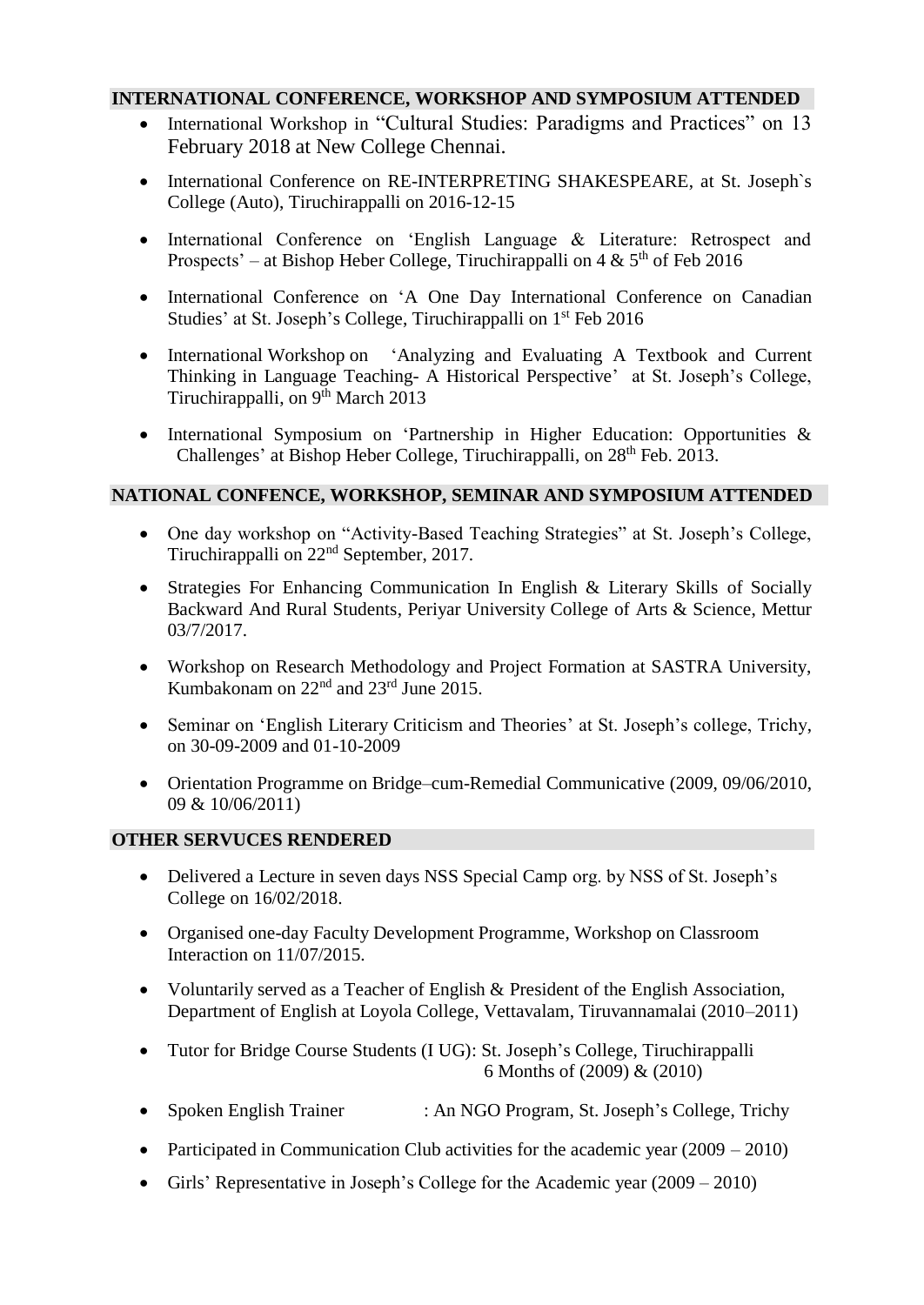## INTERNATIONAL CONFERENCE, WORKSHOP AND SYMPOSIUM ATTENDED

- International Workshop in "Cultural Studies: Paradigms and Practices" on 13 February 2018 at New College Chennai.
- International Conference on RE-INTERPRETING SHAKESPEARE, at St. Joseph`s College (Auto), Tiruchirappalli on 2016-12-15
- International Conference on 'English Language & Literature: Retrospect and Prospects' – at Bishop Heber College, Tiruchirappalli on 4 & 5th of Feb 2016
- International Conference on 'A One Day International Conference on Canadian Studies' at St. Joseph's College, Tiruchirappalli on 1st Feb 2016
- International Workshop on 'Analyzing and Evaluating A Textbook and Current Thinking in Language Teaching- A Historical Perspective' at St. Joseph's College, Tiruchirappalli, on 9th March 2013
- International Symposium on 'Partnership in Higher Education: Opportunities & Challenges' at Bishop Heber College, Tiruchirappalli, on 28th Feb. 2013.

## NATIONAL CONFENCE, WORKSHOP, SEMINAR AND SYMPOSIUM ATTENDED

- One day workshop on "Activity-Based Teaching Strategies" at St. Joseph's College, Tiruchirappalli on 22nd September, 2017.
- Strategies For Enhancing Communication In English & Literary Skills of Socially Backward And Rural Students, Periyar University College of Arts & Science, Mettur 03/7/2017.
- Workshop on Research Methodology and Project Formation at SASTRA University, Kumbakonam on 22nd and 23rd June 2015.
- Seminar on 'English Literary Criticism and Theories' at St. Joseph's college, Trichy, on 30-09-2009 and 01-10-2009
- Orientation Programme on Bridge–cum-Remedial Communicative (2009, 09/06/2010, 09 & 10/06/2011)

## OTHER SERVUCES RENDERED

- Delivered a Lecture in seven days NSS Special Camp org. by NSS of St. Joseph's College on 16/02/2018.
- Organised one-day Faculty Development Programme, Workshop on Classroom Interaction on 11/07/2015.
- Voluntarily served as a Teacher of English & President of the English Association, Department of English at Loyola College, Vettavalam, Tiruvannamalai (2010–2011)
- Tutor for Bridge Course Students (I UG): St. Joseph's College, Tiruchirappalli 6 Months of (2009) & (2010)
- Spoken English Trainer : An NGO Program, St. Joseph's College, Trichy
- Participated in Communication Club activities for the academic year (2009 – 2010)
- Girls' Representative in Joseph's College for the Academic year (2009 – 2010)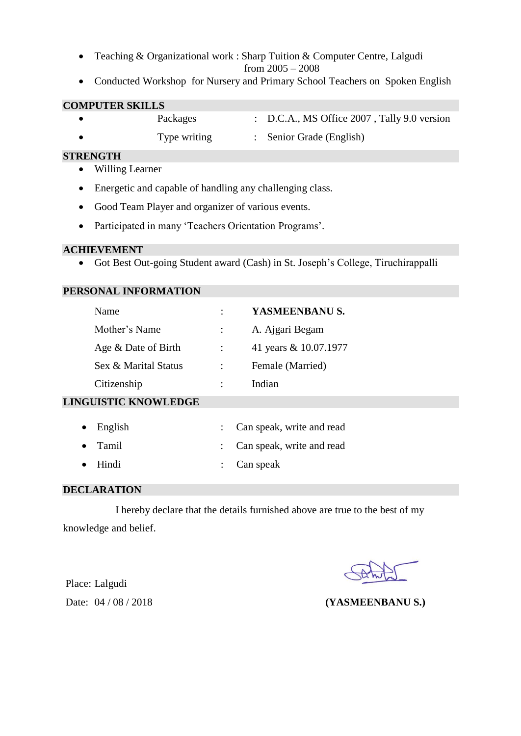- Teaching & Organizational work : Sharp Tuition & Computer Centre, Lalgudi from 2005 – 2008
- Conducted Workshop for Nursery and Primary School Teachers on Spoken English

## COMPUTER SKILLS

- Packages : D.C.A., MS Office 2007 , Tally 9.0 version
- Type writing : Senior Grade (English)

## STRENGTH

- Willing Learner
- Energetic and capable of handling any challenging class.
- Good Team Player and organizer of various events.
- Participated in many 'Teachers Orientation Programs'.

## ACHIEVEMENT

- Got Best Out-going Student award (Cash) in St. Joseph's College, Tiruchirappalli

## PERSONAL INFORMATION

| | | |
|---|---|---|
| Name | : | **YASMEENBANU S.** |
| Mother's Name | : | A. Ajgari Begam |
| Age & Date of Birth | : | 41 years & 10.07.1977 |
| Sex & Marital Status | : | Female (Married) |
| Citizenship | : | Indian |

## LINGUISTIC KNOWLEDGE

- English : Can speak, write and read
- Tamil : Can speak, write and read
- Hindi : Can speak

## DECLARATION

I hereby declare that the details furnished above are true to the best of my knowledge and belief.

Place: Lalgudi

Date: 04 / 08 / 2018

**(YASMEENBANU S.)**